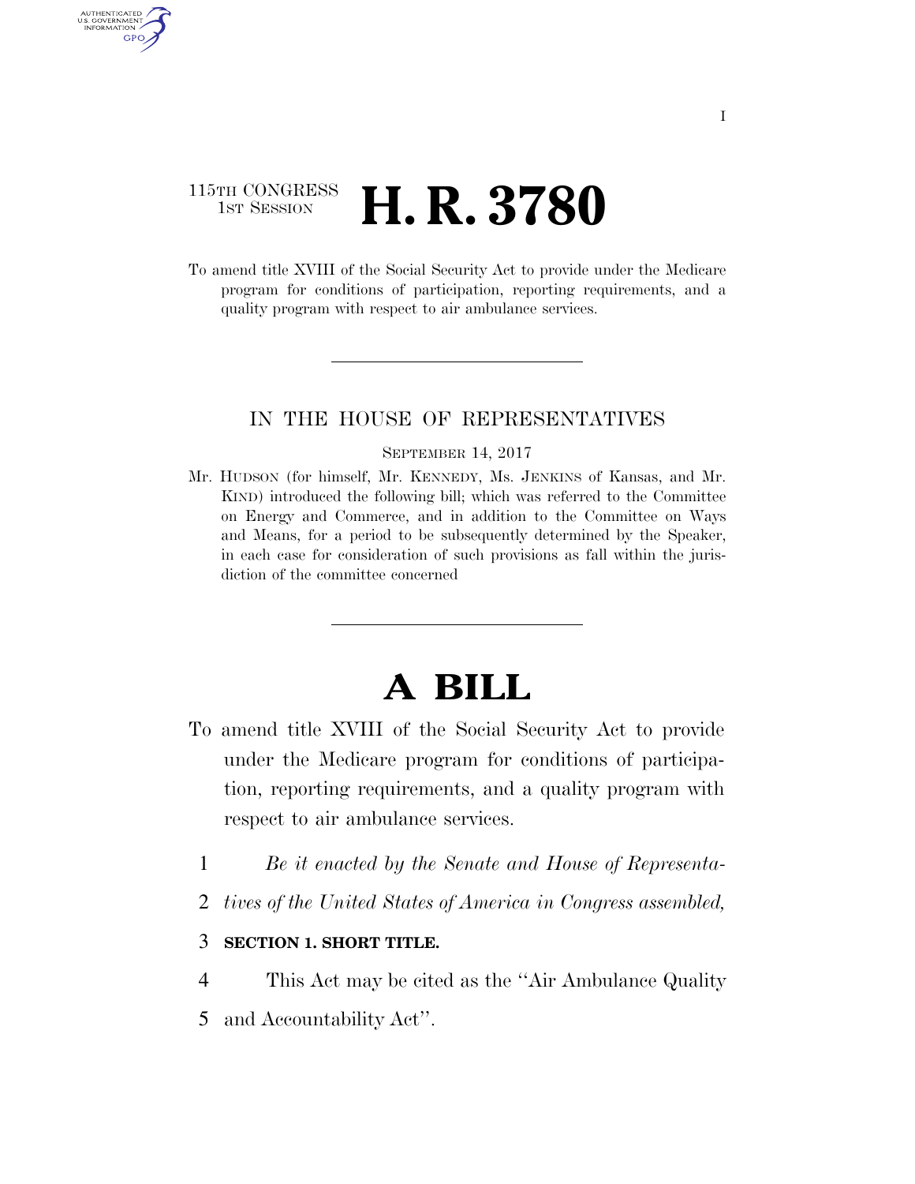115TH CONGRESS
1ST SESSION

# H. R. 3780

To amend title XVIII of the Social Security Act to provide under the Medicare program for conditions of participation, reporting requirements, and a quality program with respect to air ambulance services.

---

IN THE HOUSE OF REPRESENTATIVES

SEPTEMBER 14, 2017

Mr. HUDSON (for himself, Mr. KENNEDY, Ms. JENKINS of Kansas, and Mr. KIND) introduced the following bill; which was referred to the Committee on Energy and Commerce, and in addition to the Committee on Ways and Means, for a period to be subsequently determined by the Speaker, in each case for consideration of such provisions as fall within the jurisdiction of the committee concerned

---

# A BILL

To amend title XVIII of the Social Security Act to provide under the Medicare program for conditions of participation, reporting requirements, and a quality program with respect to air ambulance services.

1 *Be it enacted by the Senate and House of Representa-*
2 *tives of the United States of America in Congress assembled,*

3 **SECTION 1. SHORT TITLE.**

4 This Act may be cited as the ''Air Ambulance Quality
5 and Accountability Act''.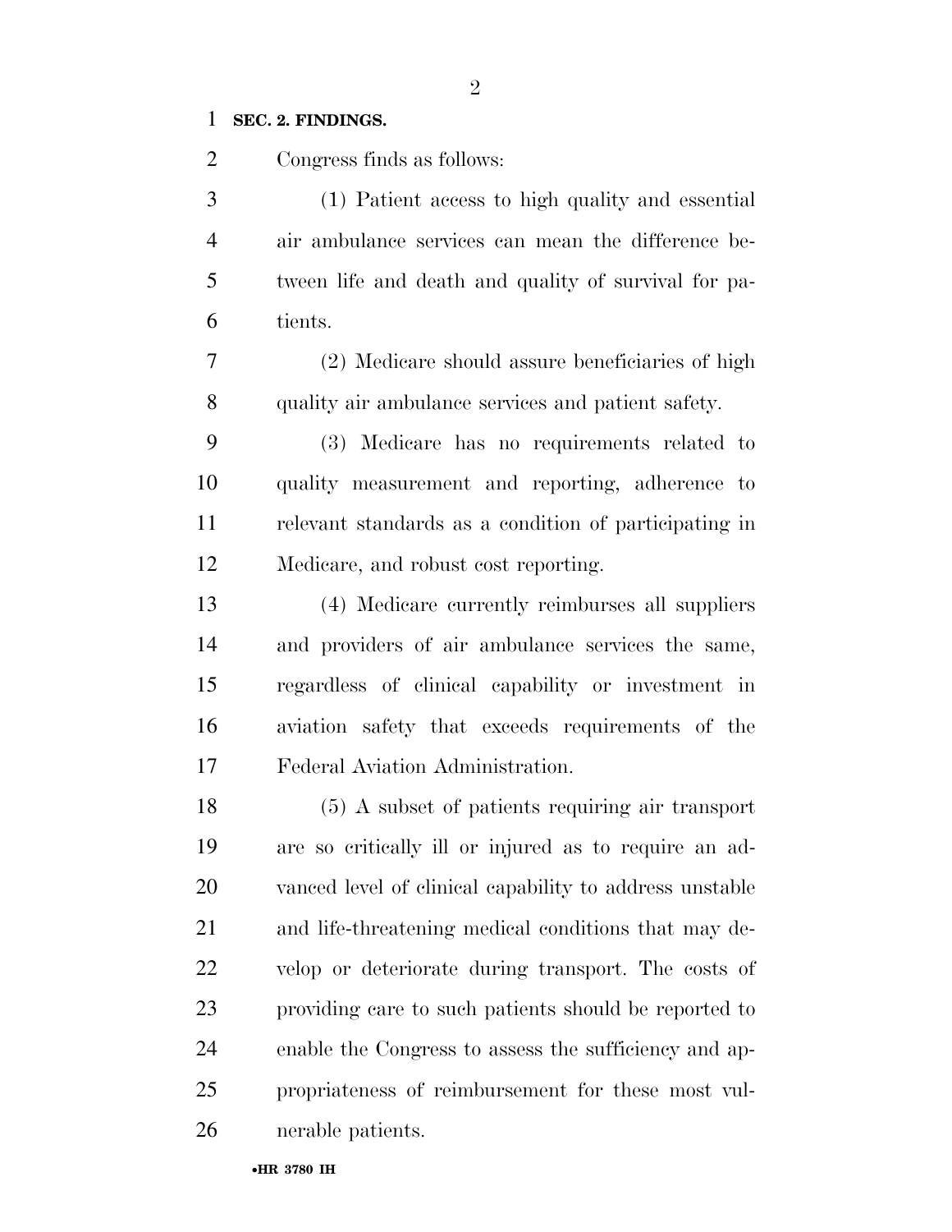**SEC. 2. FINDINGS.**

Congress finds as follows:

(1) Patient access to high quality and essential air ambulance services can mean the difference between life and death and quality of survival for patients.

(2) Medicare should assure beneficiaries of high quality air ambulance services and patient safety.

(3) Medicare has no requirements related to quality measurement and reporting, adherence to relevant standards as a condition of participating in Medicare, and robust cost reporting.

(4) Medicare currently reimburses all suppliers and providers of air ambulance services the same, regardless of clinical capability or investment in aviation safety that exceeds requirements of the Federal Aviation Administration.

(5) A subset of patients requiring air transport are so critically ill or injured as to require an advanced level of clinical capability to address unstable and life-threatening medical conditions that may develop or deteriorate during transport. The costs of providing care to such patients should be reported to enable the Congress to assess the sufficiency and appropriateness of reimbursement for these most vulnerable patients.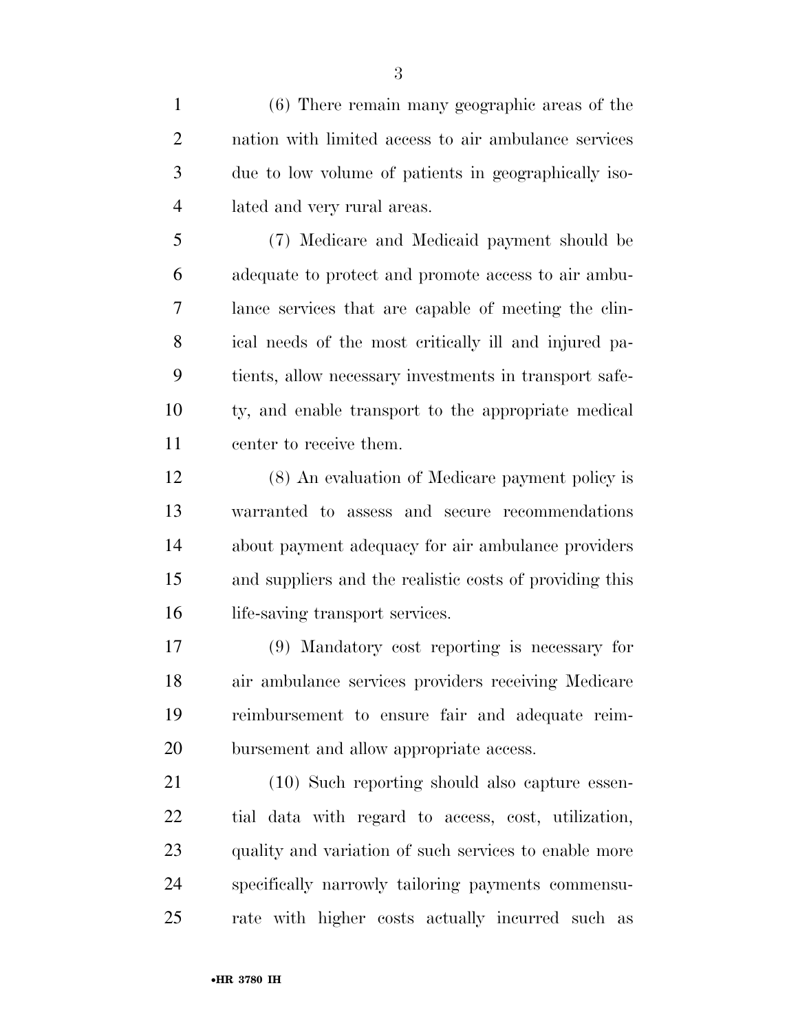(6) There remain many geographic areas of the nation with limited access to air ambulance services due to low volume of patients in geographically isolated and very rural areas.

(7) Medicare and Medicaid payment should be adequate to protect and promote access to air ambulance services that are capable of meeting the clinical needs of the most critically ill and injured patients, allow necessary investments in transport safety, and enable transport to the appropriate medical center to receive them.

(8) An evaluation of Medicare payment policy is warranted to assess and secure recommendations about payment adequacy for air ambulance providers and suppliers and the realistic costs of providing this life-saving transport services.

(9) Mandatory cost reporting is necessary for air ambulance services providers receiving Medicare reimbursement to ensure fair and adequate reimbursement and allow appropriate access.

(10) Such reporting should also capture essential data with regard to access, cost, utilization, quality and variation of such services to enable more specifically narrowly tailoring payments commensurate with higher costs actually incurred such as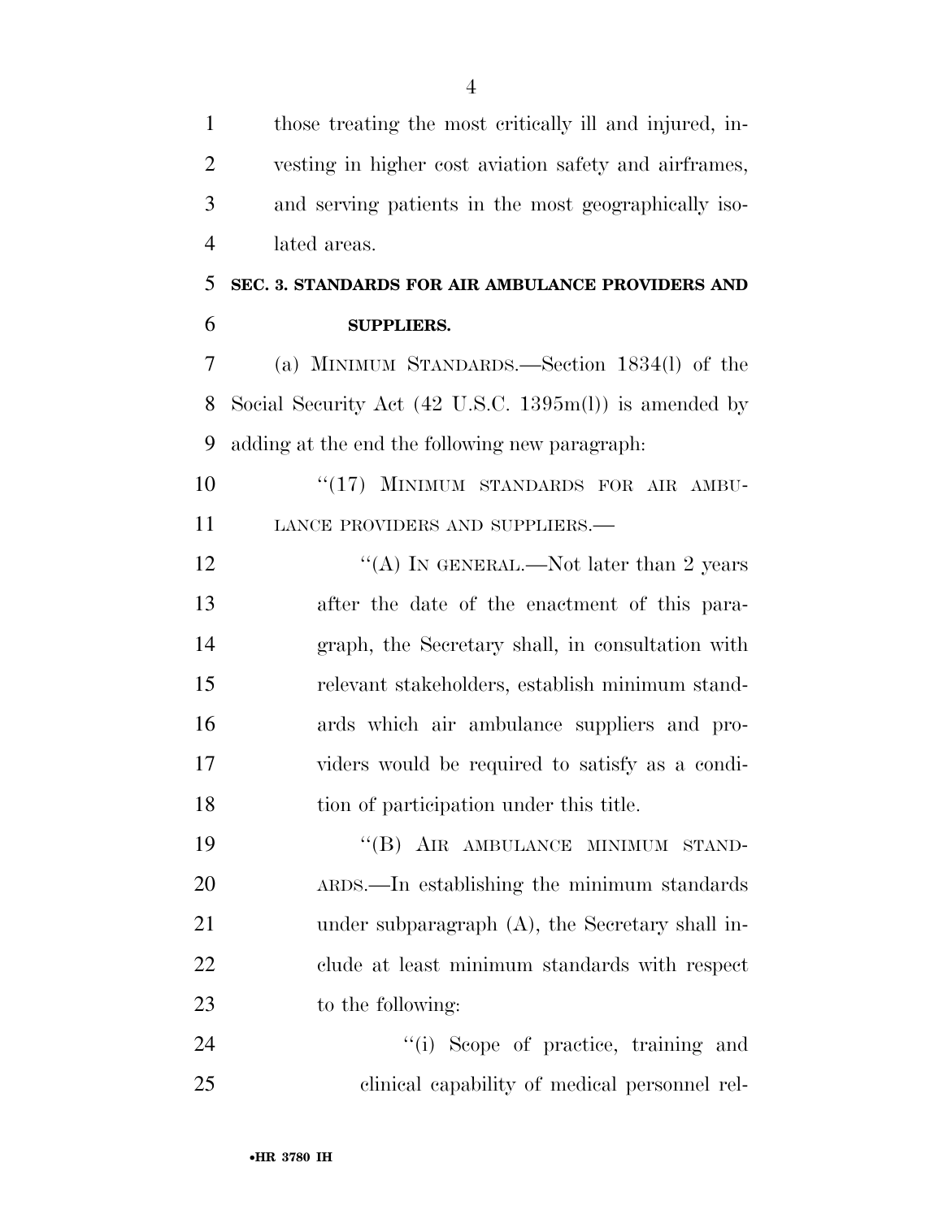those treating the most critically ill and injured, investing in higher cost aviation safety and airframes, and serving patients in the most geographically isolated areas.

### SEC. 3. STANDARDS FOR AIR AMBULANCE PROVIDERS AND SUPPLIERS.

(a) MINIMUM STANDARDS.—Section 1834(l) of the Social Security Act (42 U.S.C. 1395m(l)) is amended by adding at the end the following new paragraph:

"(17) MINIMUM STANDARDS FOR AIR AMBULANCE PROVIDERS AND SUPPLIERS.—

"(A) IN GENERAL.—Not later than 2 years after the date of the enactment of this paragraph, the Secretary shall, in consultation with relevant stakeholders, establish minimum standards which air ambulance suppliers and providers would be required to satisfy as a condition of participation under this title.

"(B) AIR AMBULANCE MINIMUM STANDARDS.—In establishing the minimum standards under subparagraph (A), the Secretary shall include at least minimum standards with respect to the following:

"(i) Scope of practice, training and clinical capability of medical personnel rel-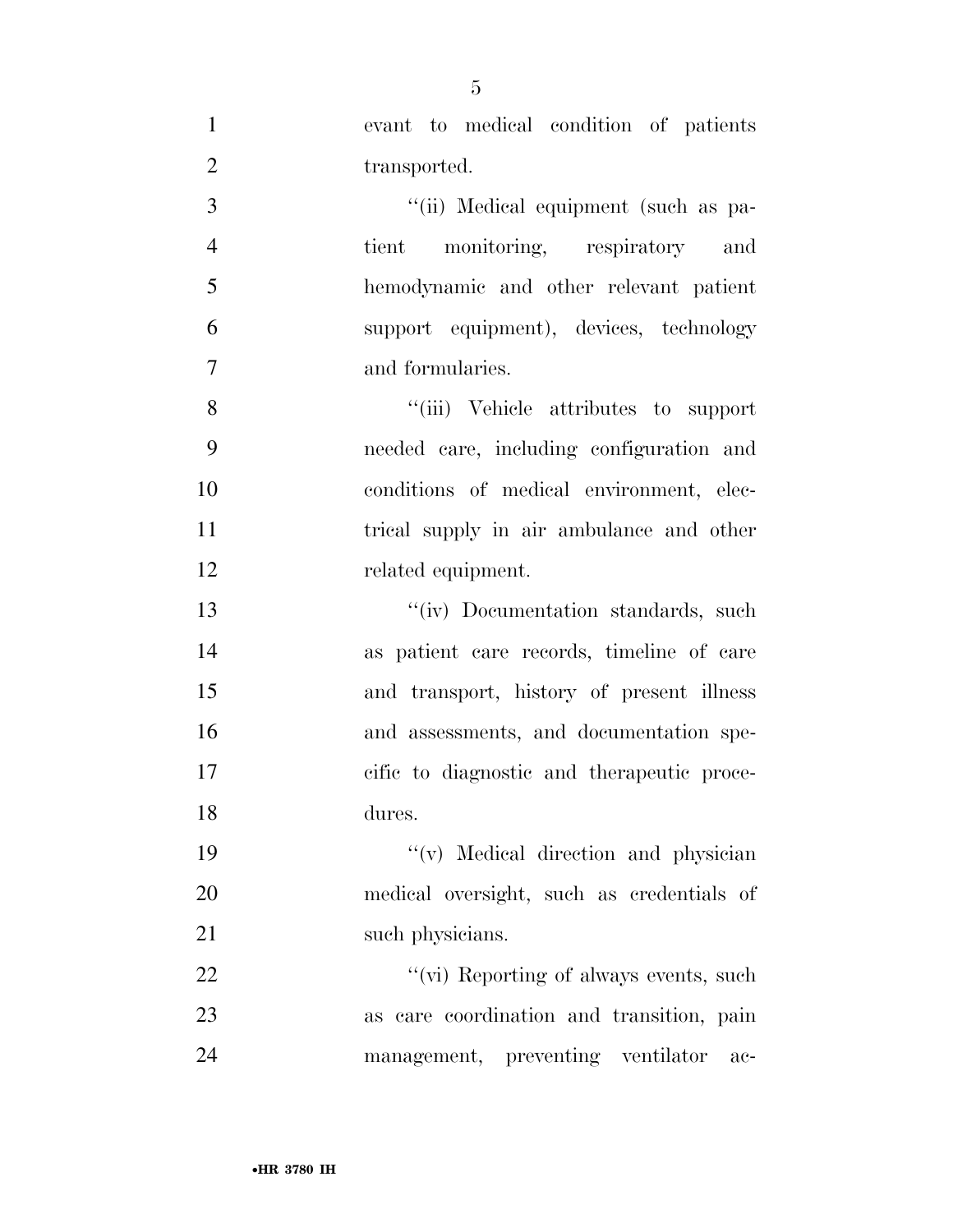evant to medical condition of patients transported.

''(ii) Medical equipment (such as patient monitoring, respiratory and hemodynamic and other relevant patient support equipment), devices, technology and formularies.

''(iii) Vehicle attributes to support needed care, including configuration and conditions of medical environment, electrical supply in air ambulance and other related equipment.

''(iv) Documentation standards, such as patient care records, timeline of care and transport, history of present illness and assessments, and documentation specific to diagnostic and therapeutic procedures.

''(v) Medical direction and physician medical oversight, such as credentials of such physicians.

''(vi) Reporting of always events, such as care coordination and transition, pain management, preventing ventilator ac-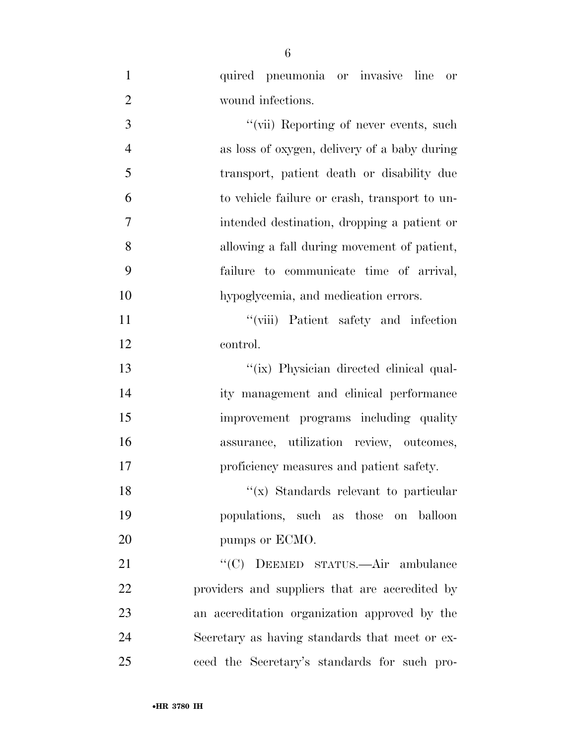quired pneumonia or invasive line or wound infections.

''(vii) Reporting of never events, such as loss of oxygen, delivery of a baby during transport, patient death or disability due to vehicle failure or crash, transport to unintended destination, dropping a patient or allowing a fall during movement of patient, failure to communicate time of arrival, hypoglycemia, and medication errors.

''(viii) Patient safety and infection control.

''(ix) Physician directed clinical quality management and clinical performance improvement programs including quality assurance, utilization review, outcomes, proficiency measures and patient safety.

''(x) Standards relevant to particular populations, such as those on balloon pumps or ECMO.

''(C) DEEMED STATUS.—Air ambulance providers and suppliers that are accredited by an accreditation organization approved by the Secretary as having standards that meet or exceed the Secretary's standards for such pro-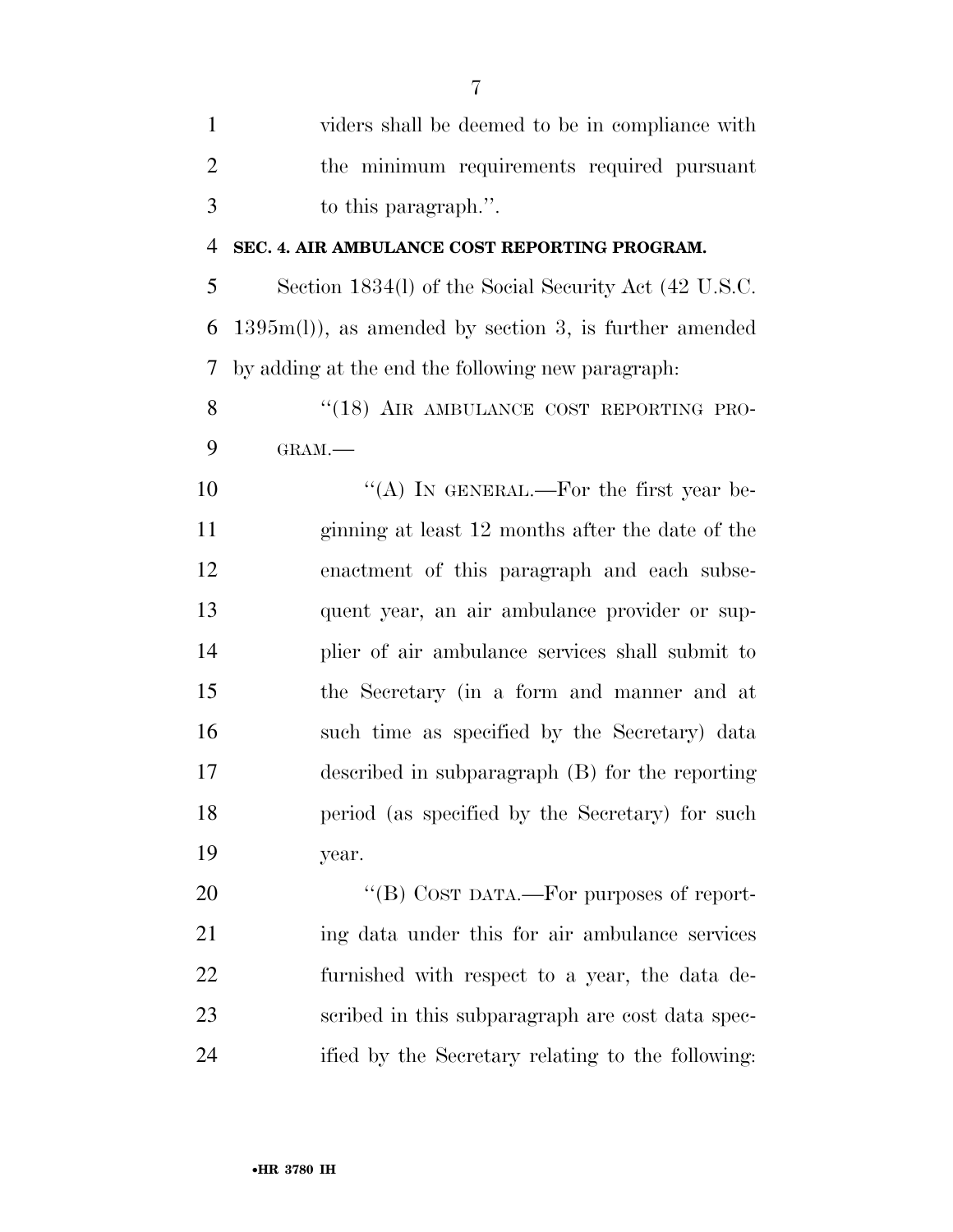viders shall be deemed to be in compliance with the minimum requirements required pursuant to this paragraph.''.

**SEC. 4. AIR AMBULANCE COST REPORTING PROGRAM.**

Section 1834(l) of the Social Security Act (42 U.S.C. 1395m(l)), as amended by section 3, is further amended by adding at the end the following new paragraph:

''(18) AIR AMBULANCE COST REPORTING PROGRAM.—

''(A) IN GENERAL.—For the first year beginning at least 12 months after the date of the enactment of this paragraph and each subsequent year, an air ambulance provider or supplier of air ambulance services shall submit to the Secretary (in a form and manner and at such time as specified by the Secretary) data described in subparagraph (B) for the reporting period (as specified by the Secretary) for such year.

''(B) COST DATA.—For purposes of reporting data under this for air ambulance services furnished with respect to a year, the data described in this subparagraph are cost data specified by the Secretary relating to the following: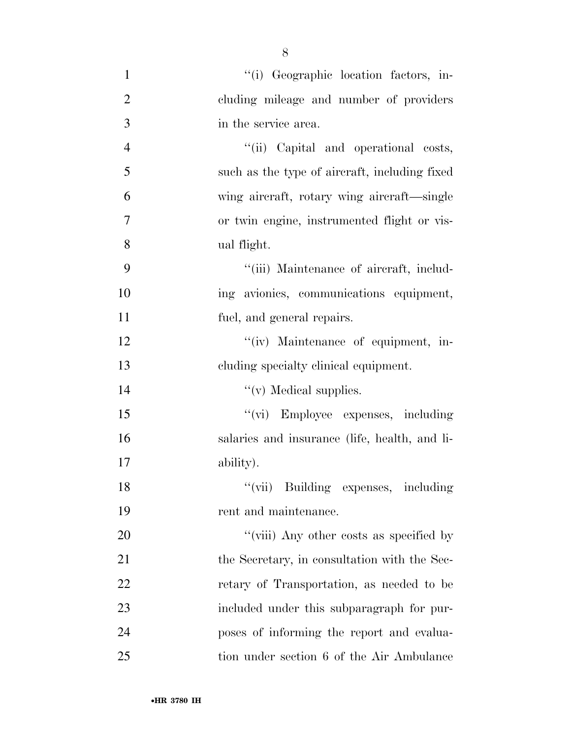"(i) Geographic location factors, including mileage and number of providers in the service area.

"(ii) Capital and operational costs, such as the type of aircraft, including fixed wing aircraft, rotary wing aircraft—single or twin engine, instrumented flight or visual flight.

"(iii) Maintenance of aircraft, including avionics, communications equipment, fuel, and general repairs.

"(iv) Maintenance of equipment, including specialty clinical equipment.

"(v) Medical supplies.

"(vi) Employee expenses, including salaries and insurance (life, health, and liability).

"(vii) Building expenses, including rent and maintenance.

"(viii) Any other costs as specified by the Secretary, in consultation with the Secretary of Transportation, as needed to be included under this subparagraph for purposes of informing the report and evaluation under section 6 of the Air Ambulance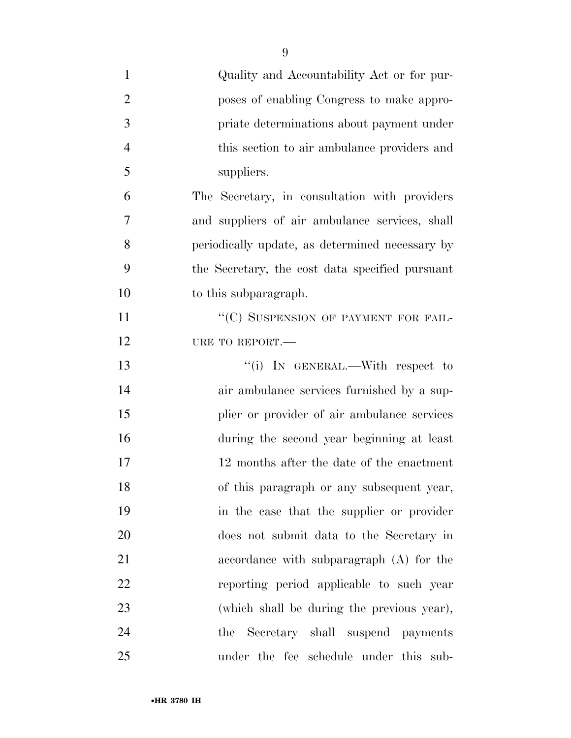Quality and Accountability Act or for purposes of enabling Congress to make appropriate determinations about payment under this section to air ambulance providers and suppliers.

The Secretary, in consultation with providers and suppliers of air ambulance services, shall periodically update, as determined necessary by the Secretary, the cost data specified pursuant to this subparagraph.

"(C) SUSPENSION OF PAYMENT FOR FAILURE TO REPORT.—

"(i) IN GENERAL.—With respect to air ambulance services furnished by a supplier or provider of air ambulance services during the second year beginning at least 12 months after the date of the enactment of this paragraph or any subsequent year, in the case that the supplier or provider does not submit data to the Secretary in accordance with subparagraph (A) for the reporting period applicable to such year (which shall be during the previous year), the Secretary shall suspend payments under the fee schedule under this sub-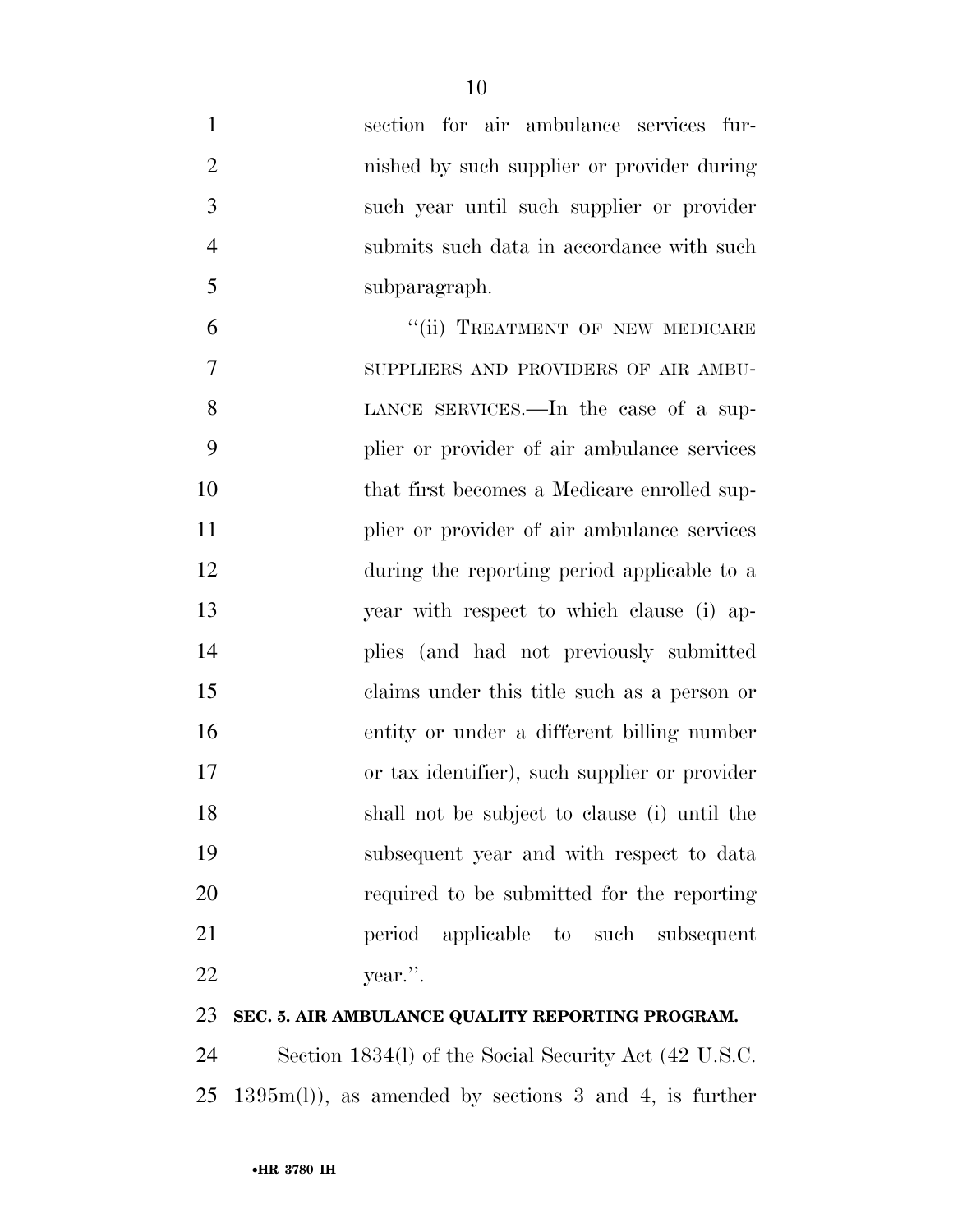section for air ambulance services furnished by such supplier or provider during such year until such supplier or provider submits such data in accordance with such subparagraph.

"(ii) TREATMENT OF NEW MEDICARE SUPPLIERS AND PROVIDERS OF AIR AMBULANCE SERVICES.—In the case of a supplier or provider of air ambulance services that first becomes a Medicare enrolled supplier or provider of air ambulance services during the reporting period applicable to a year with respect to which clause (i) applies (and had not previously submitted claims under this title such as a person or entity or under a different billing number or tax identifier), such supplier or provider shall not be subject to clause (i) until the subsequent year and with respect to data required to be submitted for the reporting period applicable to such subsequent year.".

**SEC. 5. AIR AMBULANCE QUALITY REPORTING PROGRAM.**

Section 1834(l) of the Social Security Act (42 U.S.C. 1395m(l)), as amended by sections 3 and 4, is further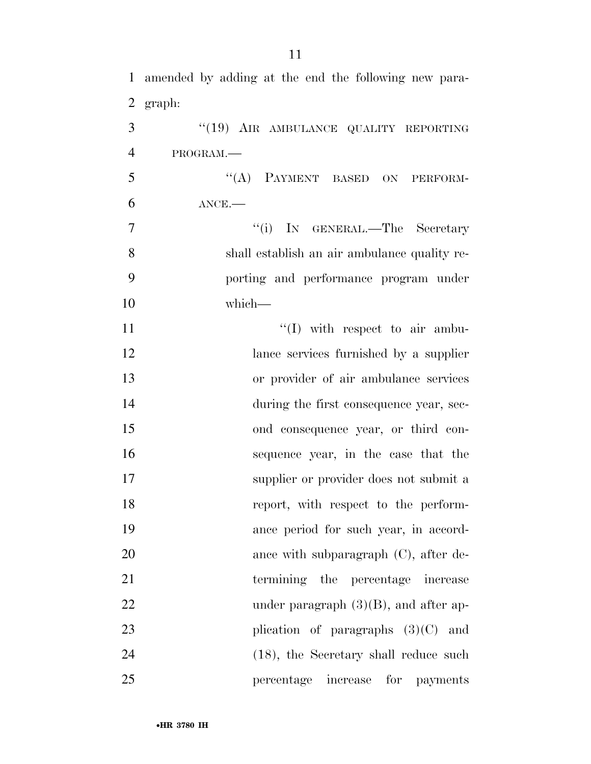amended by adding at the end the following new paragraph:

"(19) AIR AMBULANCE QUALITY REPORTING PROGRAM.—

"(A) PAYMENT BASED ON PERFORMANCE.—

"(i) IN GENERAL.—The Secretary shall establish an air ambulance quality reporting and performance program under which—

"(I) with respect to air ambulance services furnished by a supplier or provider of air ambulance services during the first consequence year, second consequence year, or third consequence year, in the case that the supplier or provider does not submit a report, with respect to the performance period for such year, in accordance with subparagraph (C), after determining the percentage increase under paragraph (3)(B), and after application of paragraphs (3)(C) and (18), the Secretary shall reduce such percentage increase for payments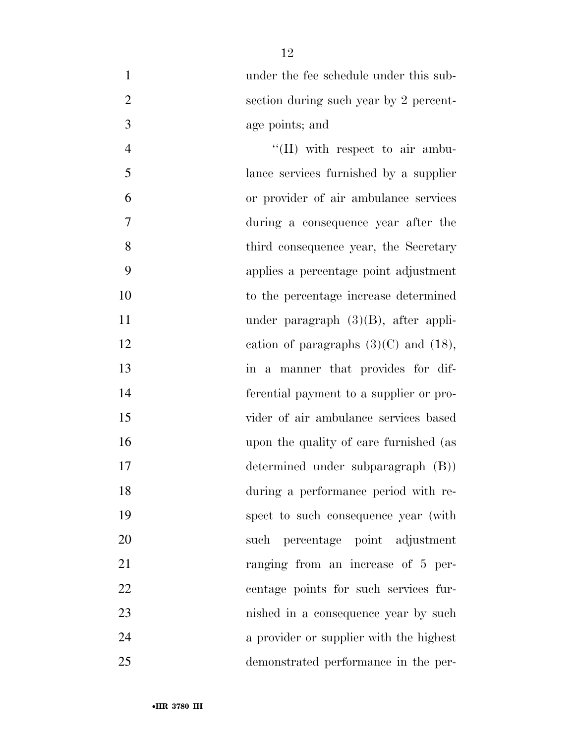under the fee schedule under this subsection during such year by 2 percentage points; and

"(II) with respect to air ambulance services furnished by a supplier or provider of air ambulance services during a consequence year after the third consequence year, the Secretary applies a percentage point adjustment to the percentage increase determined under paragraph (3)(B), after application of paragraphs (3)(C) and (18), in a manner that provides for differential payment to a supplier or provider of air ambulance services based upon the quality of care furnished (as determined under subparagraph (B)) during a performance period with respect to such consequence year (with such percentage point adjustment ranging from an increase of 5 percentage points for such services furnished in a consequence year by such a provider or supplier with the highest demonstrated performance in the per-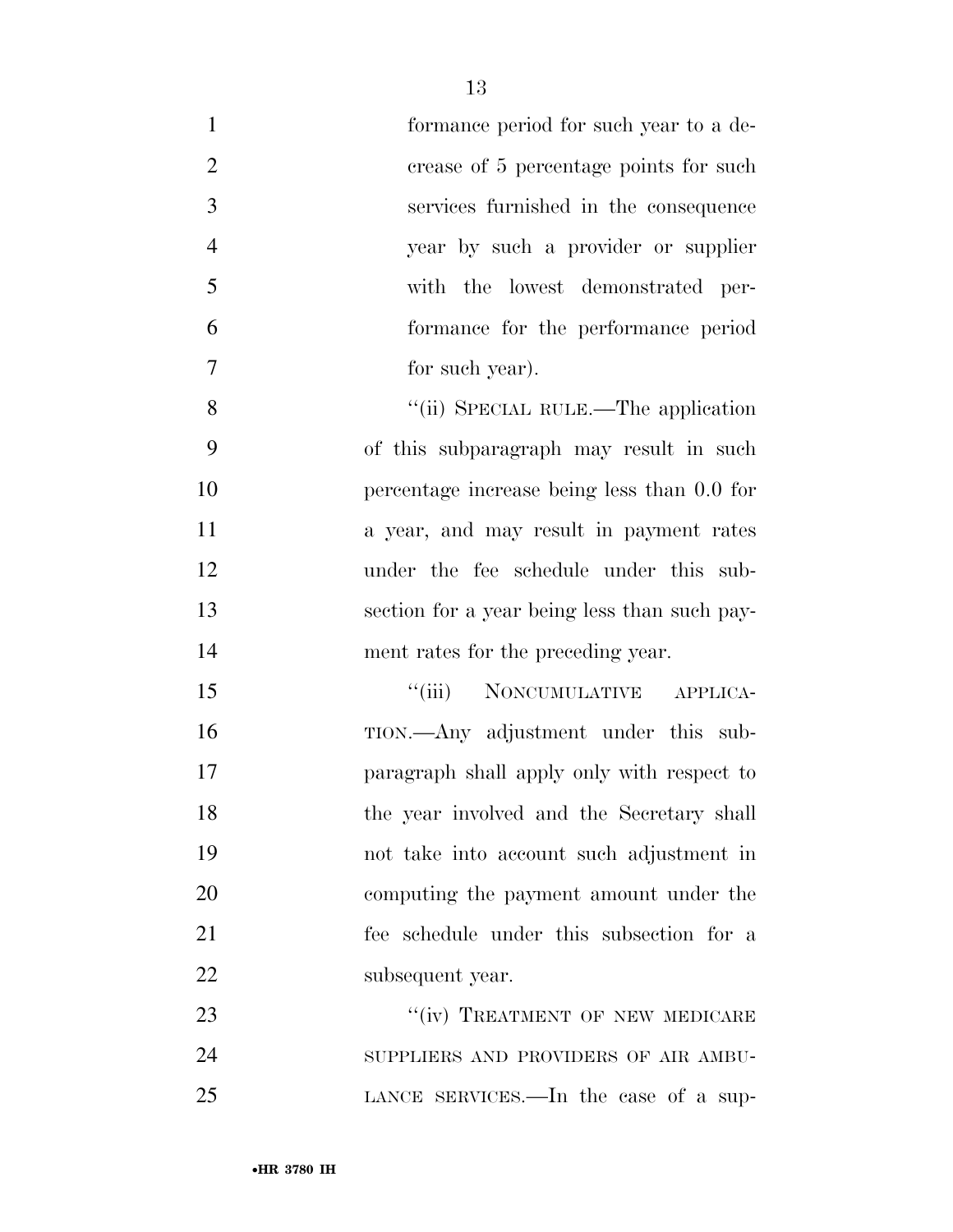formance period for such year to a decrease of 5 percentage points for such services furnished in the consequence year by such a provider or supplier with the lowest demonstrated performance for the performance period for such year).

''(ii) SPECIAL RULE.—The application of this subparagraph may result in such percentage increase being less than 0.0 for a year, and may result in payment rates under the fee schedule under this subsection for a year being less than such payment rates for the preceding year.

''(iii) NONCUMULATIVE APPLICATION.—Any adjustment under this subparagraph shall apply only with respect to the year involved and the Secretary shall not take into account such adjustment in computing the payment amount under the fee schedule under this subsection for a subsequent year.

''(iv) TREATMENT OF NEW MEDICARE SUPPLIERS AND PROVIDERS OF AIR AMBULANCE SERVICES.—In the case of a sup-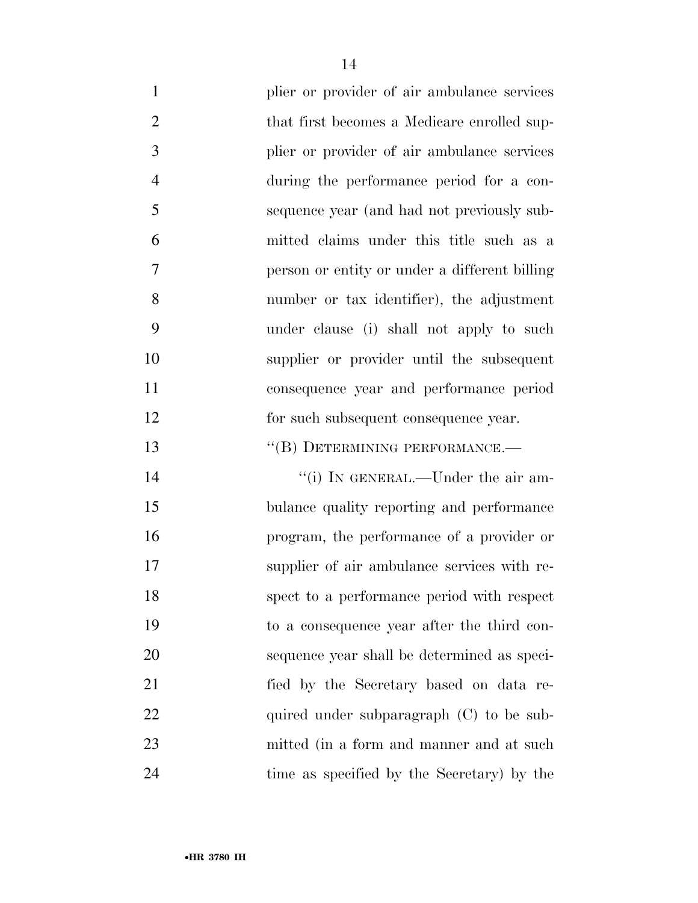plier or provider of air ambulance services that first becomes a Medicare enrolled supplier or provider of air ambulance services during the performance period for a consequence year (and had not previously submitted claims under this title such as a person or entity or under a different billing number or tax identifier), the adjustment under clause (i) shall not apply to such supplier or provider until the subsequent consequence year and performance period for such subsequent consequence year.

''(B) DETERMINING PERFORMANCE.—

''(i) IN GENERAL.—Under the air ambulance quality reporting and performance program, the performance of a provider or supplier of air ambulance services with respect to a performance period with respect to a consequence year after the third consequence year shall be determined as specified by the Secretary based on data required under subparagraph (C) to be submitted (in a form and manner and at such time as specified by the Secretary) by the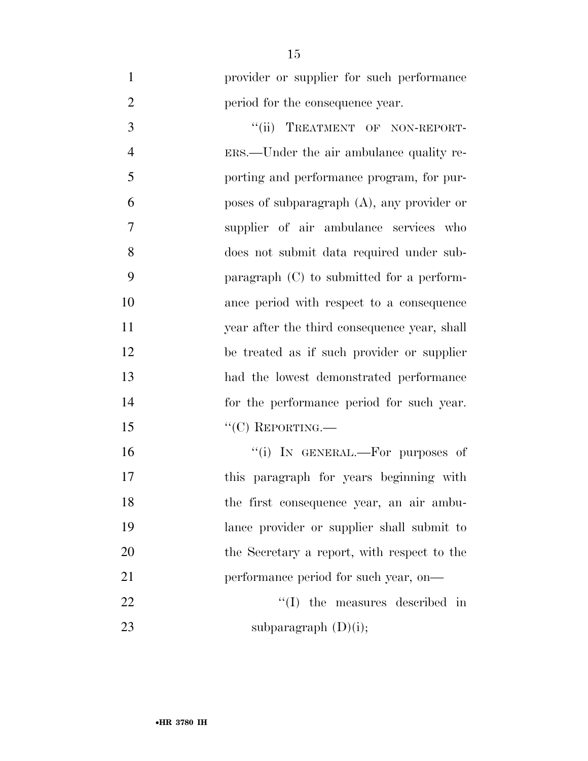provider or supplier for such performance period for the consequence year.

"(ii) TREATMENT OF NON-REPORTERS.—Under the air ambulance quality reporting and performance program, for purposes of subparagraph (A), any provider or supplier of air ambulance services who does not submit data required under subparagraph (C) to submitted for a performance period with respect to a consequence year after the third consequence year, shall be treated as if such provider or supplier had the lowest demonstrated performance for the performance period for such year.

"(C) REPORTING.—

"(i) IN GENERAL.—For purposes of this paragraph for years beginning with the first consequence year, an air ambulance provider or supplier shall submit to the Secretary a report, with respect to the performance period for such year, on—

"(I) the measures described in subparagraph (D)(i);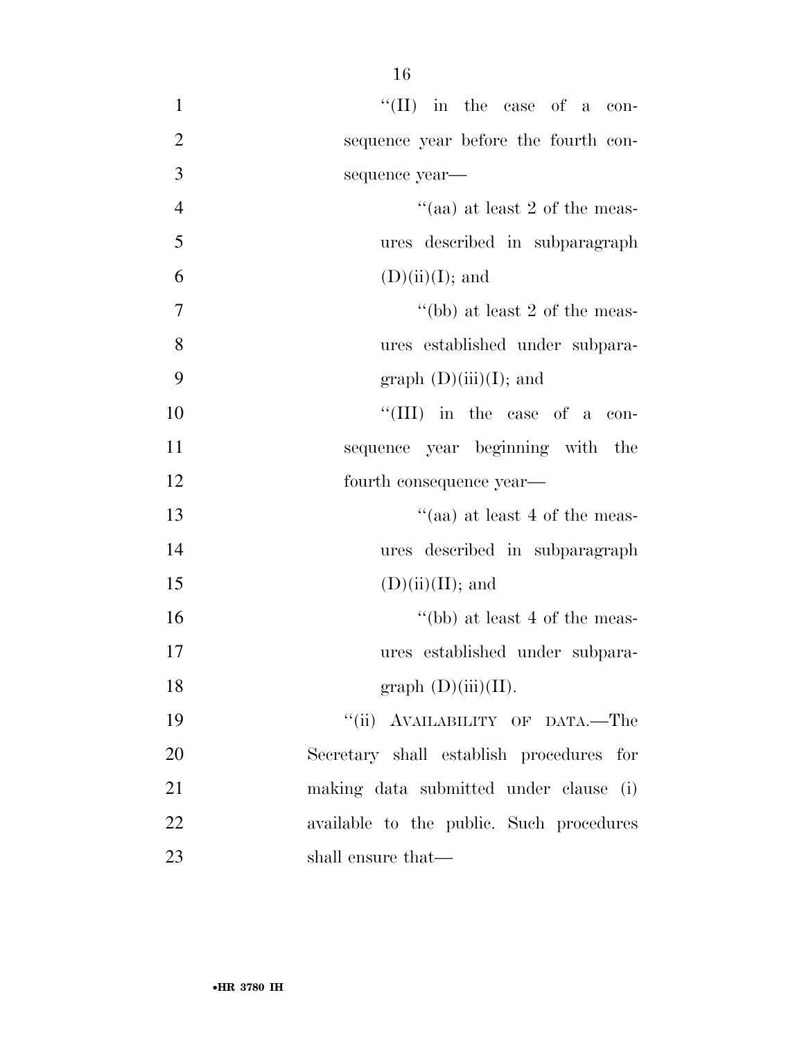''(II) in the case of a consequence year before the fourth consequence year—

''(aa) at least 2 of the measures described in subparagraph (D)(ii)(I); and

''(bb) at least 2 of the measures established under subparagraph (D)(iii)(I); and

''(III) in the case of a consequence year beginning with the fourth consequence year—

''(aa) at least 4 of the measures described in subparagraph (D)(ii)(II); and

''(bb) at least 4 of the measures established under subparagraph (D)(iii)(II).

''(ii) AVAILABILITY OF DATA.—The Secretary shall establish procedures for making data submitted under clause (i) available to the public. Such procedures shall ensure that—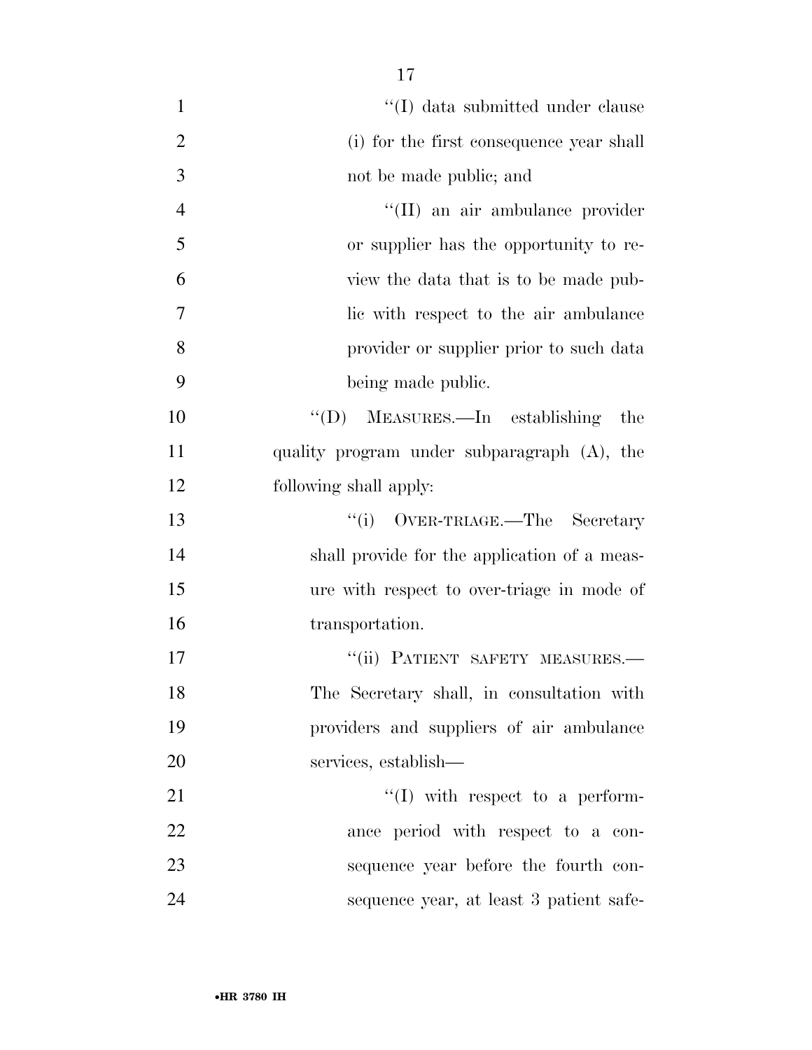"(I) data submitted under clause (i) for the first consequence year shall not be made public; and

"(II) an air ambulance provider or supplier has the opportunity to review the data that is to be made public with respect to the air ambulance provider or supplier prior to such data being made public.

"(D) MEASURES.—In establishing the quality program under subparagraph (A), the following shall apply:

"(i) OVER-TRIAGE.—The Secretary shall provide for the application of a measure with respect to over-triage in mode of transportation.

"(ii) PATIENT SAFETY MEASURES.—The Secretary shall, in consultation with providers and suppliers of air ambulance services, establish—

"(I) with respect to a performance period with respect to a consequence year before the fourth consequence year, at least 3 patient safe-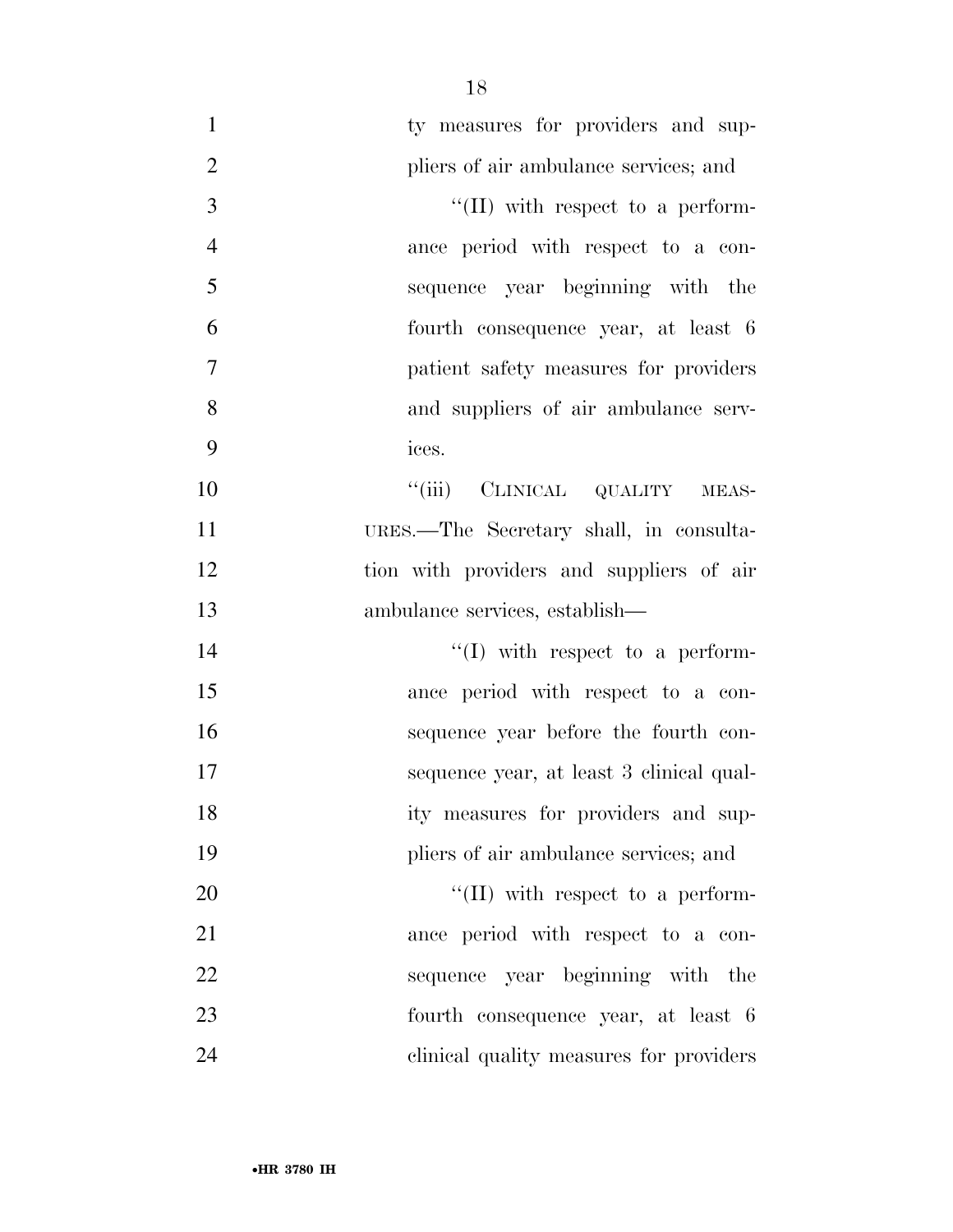ty measures for providers and suppliers of air ambulance services; and

"(II) with respect to a performance period with respect to a consequence year beginning with the fourth consequence year, at least 6 patient safety measures for providers and suppliers of air ambulance services.

"(iii) CLINICAL QUALITY MEASURES.—The Secretary shall, in consultation with providers and suppliers of air ambulance services, establish—

"(I) with respect to a performance period with respect to a consequence year before the fourth consequence year, at least 3 clinical quality measures for providers and suppliers of air ambulance services; and

"(II) with respect to a performance period with respect to a consequence year beginning with the fourth consequence year, at least 6 clinical quality measures for providers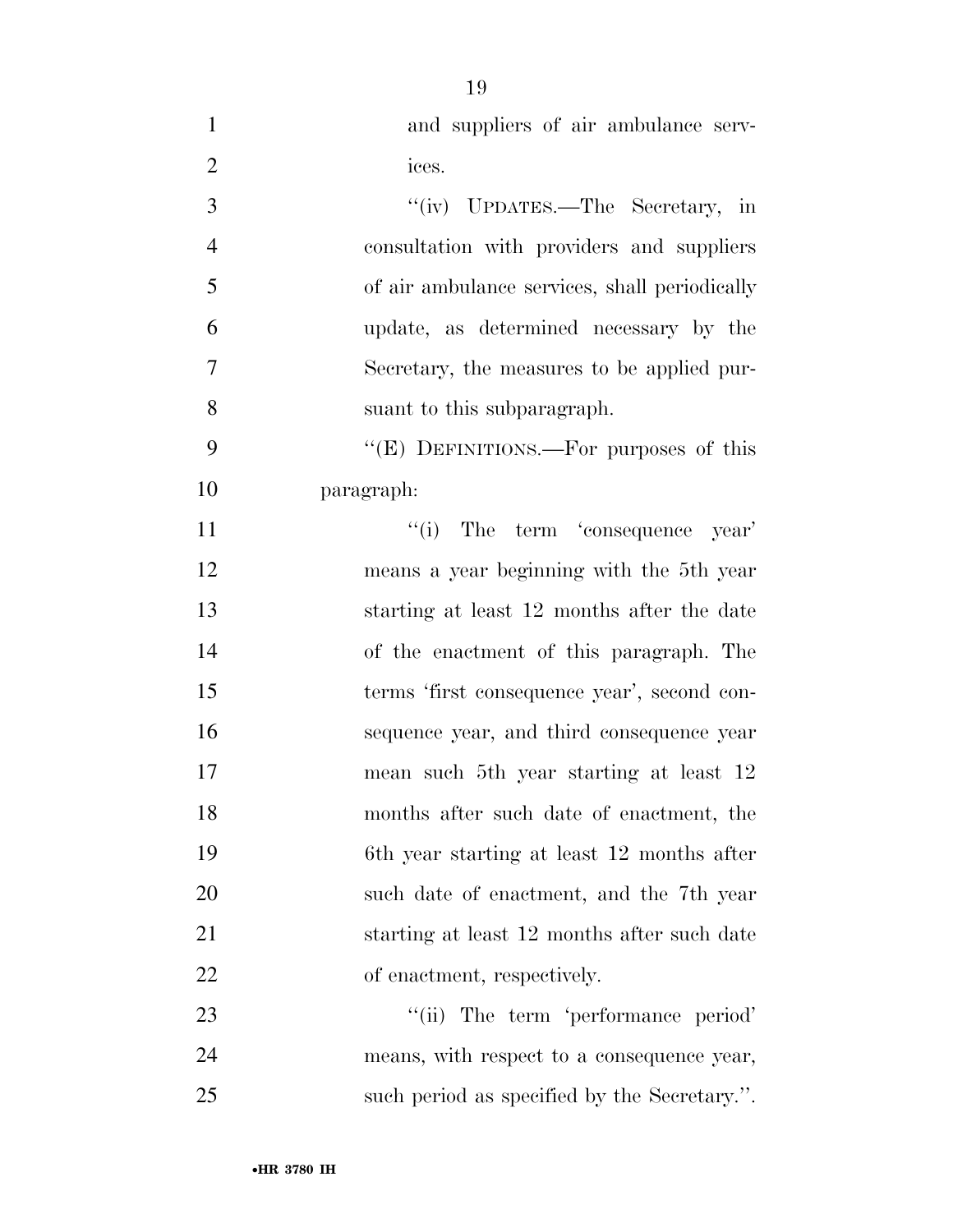and suppliers of air ambulance services.

"(iv) UPDATES.—The Secretary, in consultation with providers and suppliers of air ambulance services, shall periodically update, as determined necessary by the Secretary, the measures to be applied pursuant to this subparagraph.

"(E) DEFINITIONS.—For purposes of this paragraph:

"(i) The term 'consequence year' means a year beginning with the 5th year starting at least 12 months after the date of the enactment of this paragraph. The terms 'first consequence year', second consequence year, and third consequence year mean such 5th year starting at least 12 months after such date of enactment, the 6th year starting at least 12 months after such date of enactment, and the 7th year starting at least 12 months after such date of enactment, respectively.

"(ii) The term 'performance period' means, with respect to a consequence year, such period as specified by the Secretary.".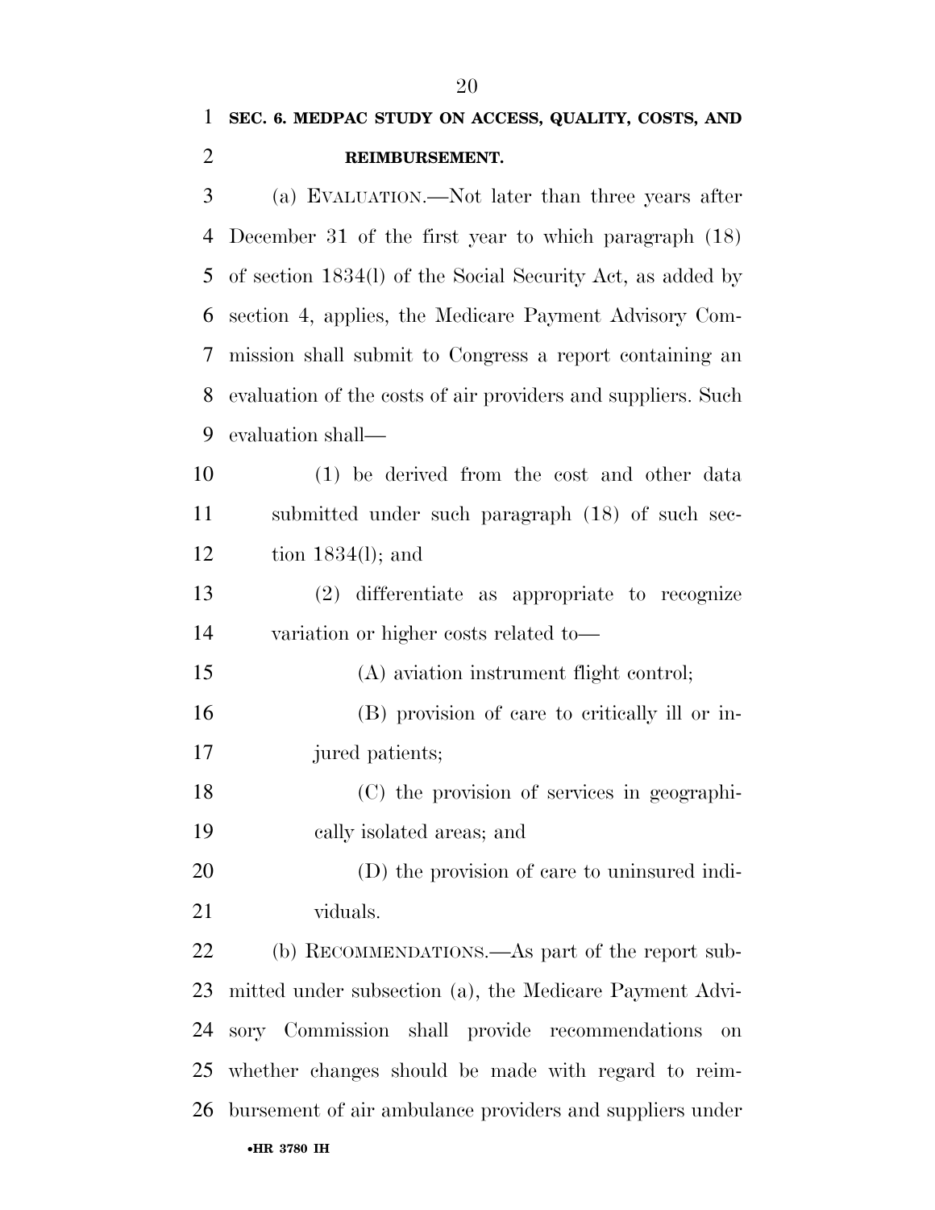**SEC. 6. MEDPAC STUDY ON ACCESS, QUALITY, COSTS, AND REIMBURSEMENT.**

(a) EVALUATION.—Not later than three years after December 31 of the first year to which paragraph (18) of section 1834(l) of the Social Security Act, as added by section 4, applies, the Medicare Payment Advisory Commission shall submit to Congress a report containing an evaluation of the costs of air providers and suppliers. Such evaluation shall—

(1) be derived from the cost and other data submitted under such paragraph (18) of such section 1834(l); and

(2) differentiate as appropriate to recognize variation or higher costs related to—

(A) aviation instrument flight control;

(B) provision of care to critically ill or injured patients;

(C) the provision of services in geographically isolated areas; and

(D) the provision of care to uninsured individuals.

(b) RECOMMENDATIONS.—As part of the report submitted under subsection (a), the Medicare Payment Advisory Commission shall provide recommendations on whether changes should be made with regard to reimbursement of air ambulance providers and suppliers under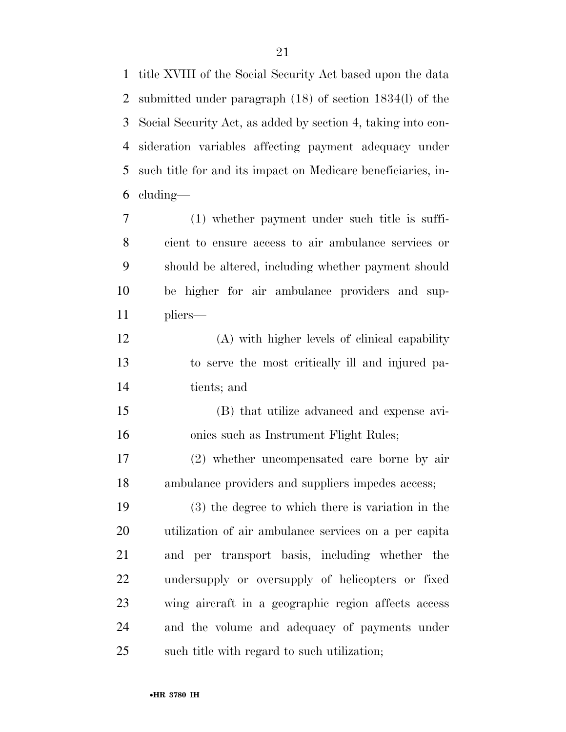title XVIII of the Social Security Act based upon the data submitted under paragraph (18) of section 1834(l) of the Social Security Act, as added by section 4, taking into consideration variables affecting payment adequacy under such title for and its impact on Medicare beneficiaries, including—

(1) whether payment under such title is sufficient to ensure access to air ambulance services or should be altered, including whether payment should be higher for air ambulance providers and suppliers—

(A) with higher levels of clinical capability to serve the most critically ill and injured patients; and

(B) that utilize advanced and expense avionics such as Instrument Flight Rules;

(2) whether uncompensated care borne by air ambulance providers and suppliers impedes access;

(3) the degree to which there is variation in the utilization of air ambulance services on a per capita and per transport basis, including whether the undersupply or oversupply of helicopters or fixed wing aircraft in a geographic region affects access and the volume and adequacy of payments under such title with regard to such utilization;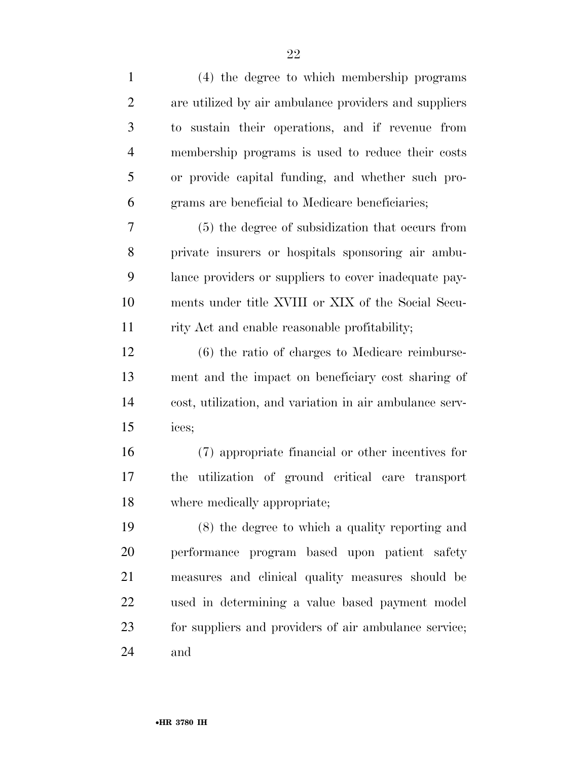(4) the degree to which membership programs are utilized by air ambulance providers and suppliers to sustain their operations, and if revenue from membership programs is used to reduce their costs or provide capital funding, and whether such programs are beneficial to Medicare beneficiaries;

(5) the degree of subsidization that occurs from private insurers or hospitals sponsoring air ambulance providers or suppliers to cover inadequate payments under title XVIII or XIX of the Social Security Act and enable reasonable profitability;

(6) the ratio of charges to Medicare reimbursement and the impact on beneficiary cost sharing of cost, utilization, and variation in air ambulance services;

(7) appropriate financial or other incentives for the utilization of ground critical care transport where medically appropriate;

(8) the degree to which a quality reporting and performance program based upon patient safety measures and clinical quality measures should be used in determining a value based payment model for suppliers and providers of air ambulance service; and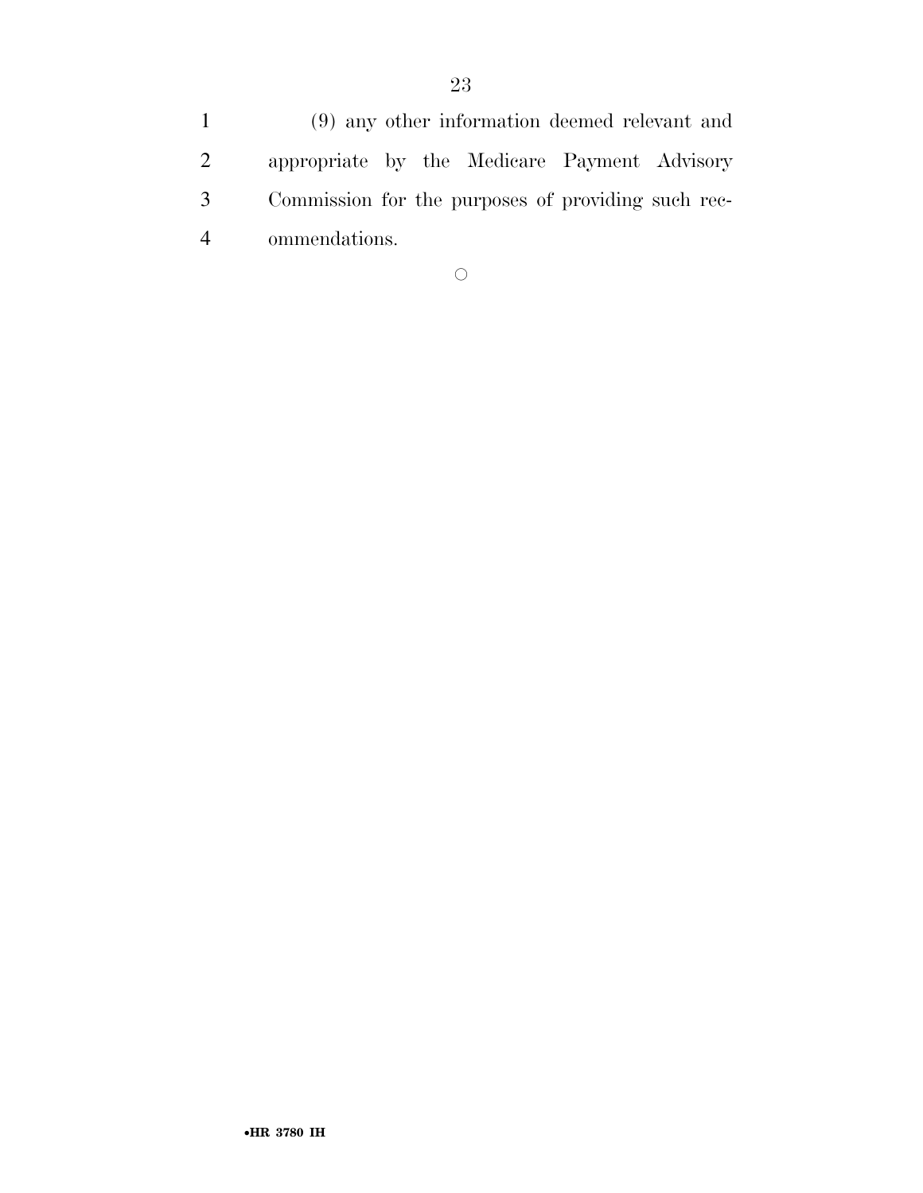(9) any other information deemed relevant and appropriate by the Medicare Payment Advisory Commission for the purposes of providing such recommendations.

○